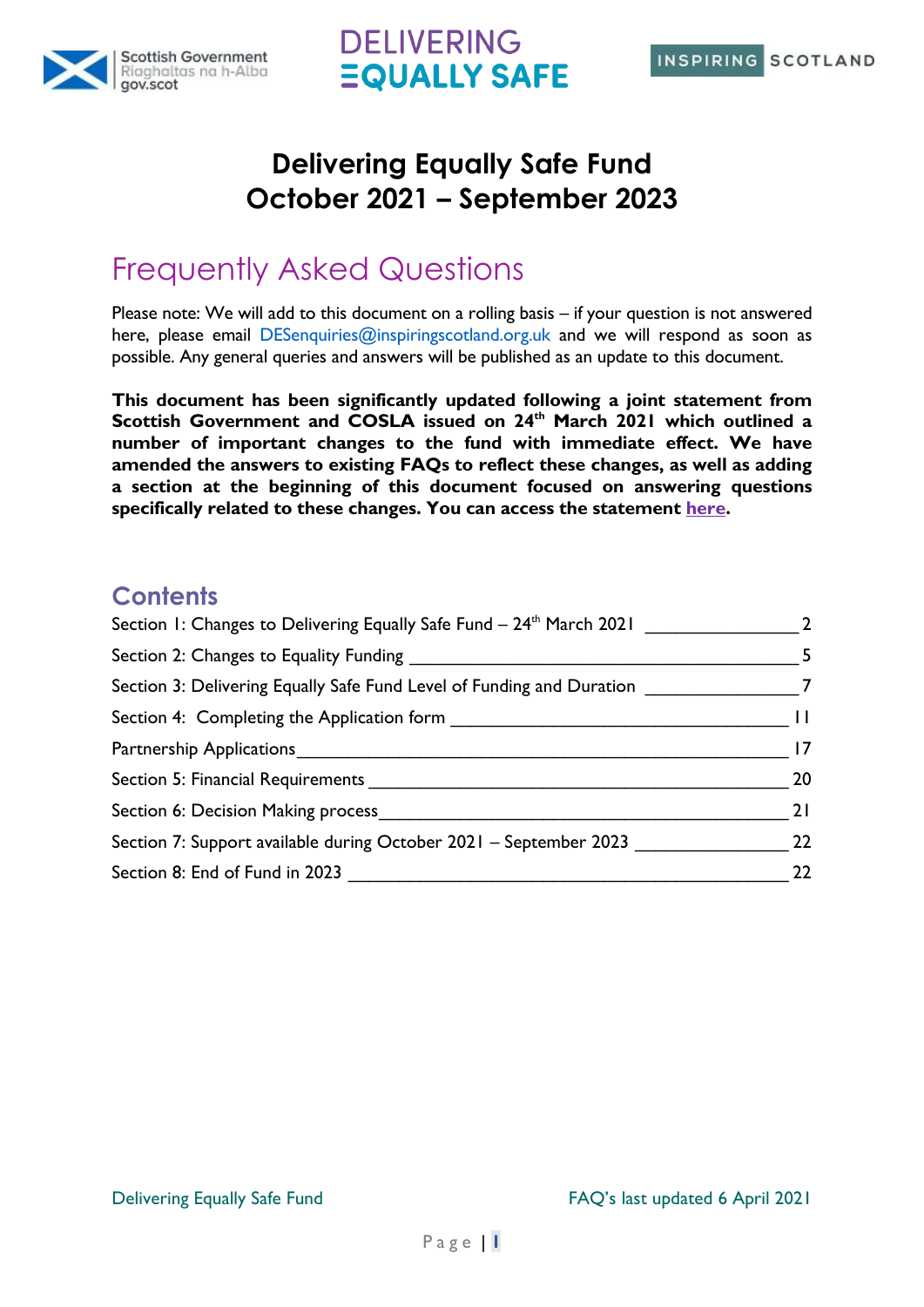# Delivering Equally Safe Fund
# October 2021 – September 2023

## Frequently Asked Questions

Please note: We will add to this document on a rolling basis – if your question is not answered here, please email DESenquiries@inspiringscotland.org.uk and we will respond as soon as possible. Any general queries and answers will be published as an update to this document.

**This document has been significantly updated following a joint statement from Scottish Government and COSLA issued on 24th March 2021 which outlined a number of important changes to the fund with immediate effect. We have amended the answers to existing FAQs to reflect these changes, as well as adding a section at the beginning of this document focused on answering questions specifically related to these changes. You can access the statement here.**

### Contents

Section 1: Changes to Delivering Equally Safe Fund – 24th March 2021 ........ 2

Section 2: Changes to Equality Funding ........ 5

Section 3: Delivering Equally Safe Fund Level of Funding and Duration ........ 7

Section 4: Completing the Application form ........ 11

Partnership Applications ........ 17

Section 5: Financial Requirements ........ 20

Section 6: Decision Making process ........ 21

Section 7: Support available during October 2021 – September 2023 ........ 22

Section 8: End of Fund in 2023 ........ 22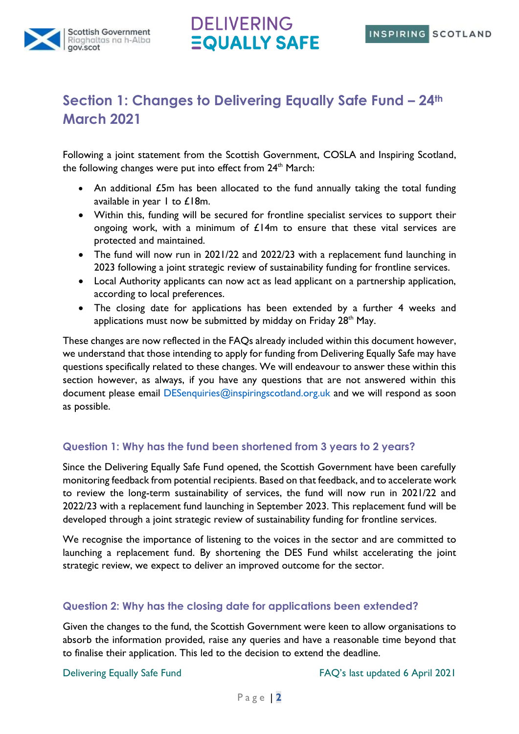## Section 1: Changes to Delivering Equally Safe Fund – 24th March 2021

Following a joint statement from the Scottish Government, COSLA and Inspiring Scotland, the following changes were put into effect from 24th March:

- An additional £5m has been allocated to the fund annually taking the total funding available in year 1 to £18m.
- Within this, funding will be secured for frontline specialist services to support their ongoing work, with a minimum of £14m to ensure that these vital services are protected and maintained.
- The fund will now run in 2021/22 and 2022/23 with a replacement fund launching in 2023 following a joint strategic review of sustainability funding for frontline services.
- Local Authority applicants can now act as lead applicant on a partnership application, according to local preferences.
- The closing date for applications has been extended by a further 4 weeks and applications must now be submitted by midday on Friday 28th May.

These changes are now reflected in the FAQs already included within this document however, we understand that those intending to apply for funding from Delivering Equally Safe may have questions specifically related to these changes. We will endeavour to answer these within this section however, as always, if you have any questions that are not answered within this document please email DESenquiries@inspiringscotland.org.uk and we will respond as soon as possible.

### Question 1: Why has the fund been shortened from 3 years to 2 years?

Since the Delivering Equally Safe Fund opened, the Scottish Government have been carefully monitoring feedback from potential recipients. Based on that feedback, and to accelerate work to review the long-term sustainability of services, the fund will now run in 2021/22 and 2022/23 with a replacement fund launching in September 2023. This replacement fund will be developed through a joint strategic review of sustainability funding for frontline services.

We recognise the importance of listening to the voices in the sector and are committed to launching a replacement fund. By shortening the DES Fund whilst accelerating the joint strategic review, we expect to deliver an improved outcome for the sector.

### Question 2: Why has the closing date for applications been extended?

Given the changes to the fund, the Scottish Government were keen to allow organisations to absorb the information provided, raise any queries and have a reasonable time beyond that to finalise their application. This led to the decision to extend the deadline.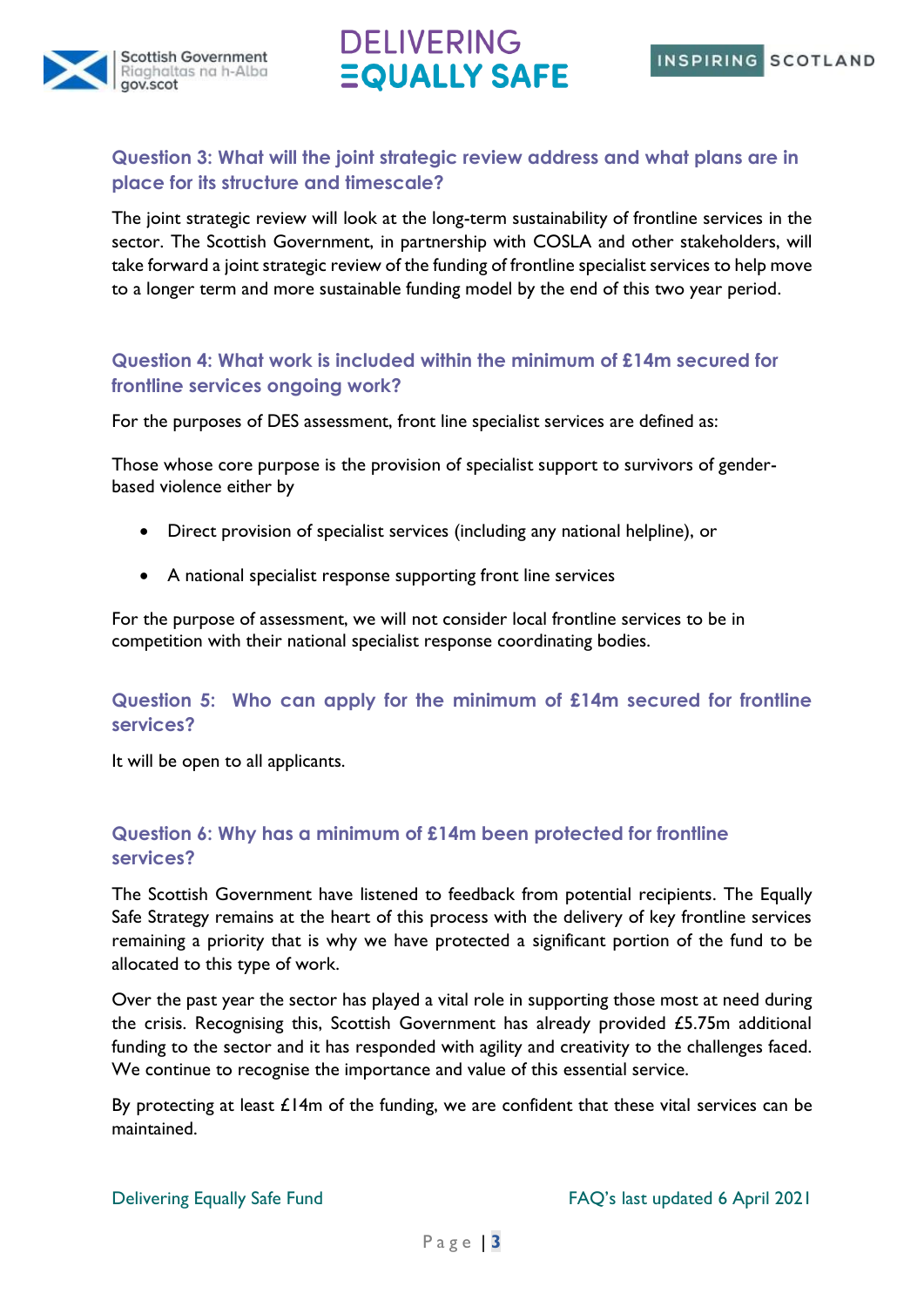### Question 3: What will the joint strategic review address and what plans are in place for its structure and timescale?

The joint strategic review will look at the long-term sustainability of frontline services in the sector. The Scottish Government, in partnership with COSLA and other stakeholders, will take forward a joint strategic review of the funding of frontline specialist services to help move to a longer term and more sustainable funding model by the end of this two year period.

### Question 4: What work is included within the minimum of £14m secured for frontline services ongoing work?

For the purposes of DES assessment, front line specialist services are defined as:

Those whose core purpose is the provision of specialist support to survivors of gender-based violence either by

- Direct provision of specialist services (including any national helpline), or
- A national specialist response supporting front line services

For the purpose of assessment, we will not consider local frontline services to be in competition with their national specialist response coordinating bodies.

### Question 5: Who can apply for the minimum of £14m secured for frontline services?

It will be open to all applicants.

### Question 6: Why has a minimum of £14m been protected for frontline services?

The Scottish Government have listened to feedback from potential recipients. The Equally Safe Strategy remains at the heart of this process with the delivery of key frontline services remaining a priority that is why we have protected a significant portion of the fund to be allocated to this type of work.

Over the past year the sector has played a vital role in supporting those most at need during the crisis. Recognising this, Scottish Government has already provided £5.75m additional funding to the sector and it has responded with agility and creativity to the challenges faced. We continue to recognise the importance and value of this essential service.

By protecting at least £14m of the funding, we are confident that these vital services can be maintained.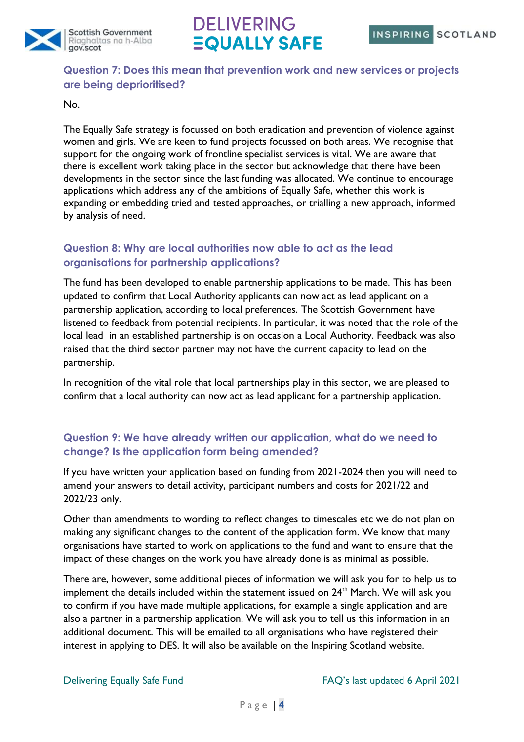### Question 7: Does this mean that prevention work and new services or projects are being deprioritised?

No.

The Equally Safe strategy is focussed on both eradication and prevention of violence against women and girls. We are keen to fund projects focussed on both areas. We recognise that support for the ongoing work of frontline specialist services is vital. We are aware that there is excellent work taking place in the sector but acknowledge that there have been developments in the sector since the last funding was allocated. We continue to encourage applications which address any of the ambitions of Equally Safe, whether this work is expanding or embedding tried and tested approaches, or trialling a new approach, informed by analysis of need.

### Question 8: Why are local authorities now able to act as the lead organisations for partnership applications?

The fund has been developed to enable partnership applications to be made. This has been updated to confirm that Local Authority applicants can now act as lead applicant on a partnership application, according to local preferences. The Scottish Government have listened to feedback from potential recipients. In particular, it was noted that the role of the local lead in an established partnership is on occasion a Local Authority. Feedback was also raised that the third sector partner may not have the current capacity to lead on the partnership.

In recognition of the vital role that local partnerships play in this sector, we are pleased to confirm that a local authority can now act as lead applicant for a partnership application.

### Question 9: We have already written our application, what do we need to change? Is the application form being amended?

If you have written your application based on funding from 2021-2024 then you will need to amend your answers to detail activity, participant numbers and costs for 2021/22 and 2022/23 only.

Other than amendments to wording to reflect changes to timescales etc we do not plan on making any significant changes to the content of the application form. We know that many organisations have started to work on applications to the fund and want to ensure that the impact of these changes on the work you have already done is as minimal as possible.

There are, however, some additional pieces of information we will ask you for to help us to implement the details included within the statement issued on 24th March. We will ask you to confirm if you have made multiple applications, for example a single application and are also a partner in a partnership application. We will ask you to tell us this information in an additional document. This will be emailed to all organisations who have registered their interest in applying to DES. It will also be available on the Inspiring Scotland website.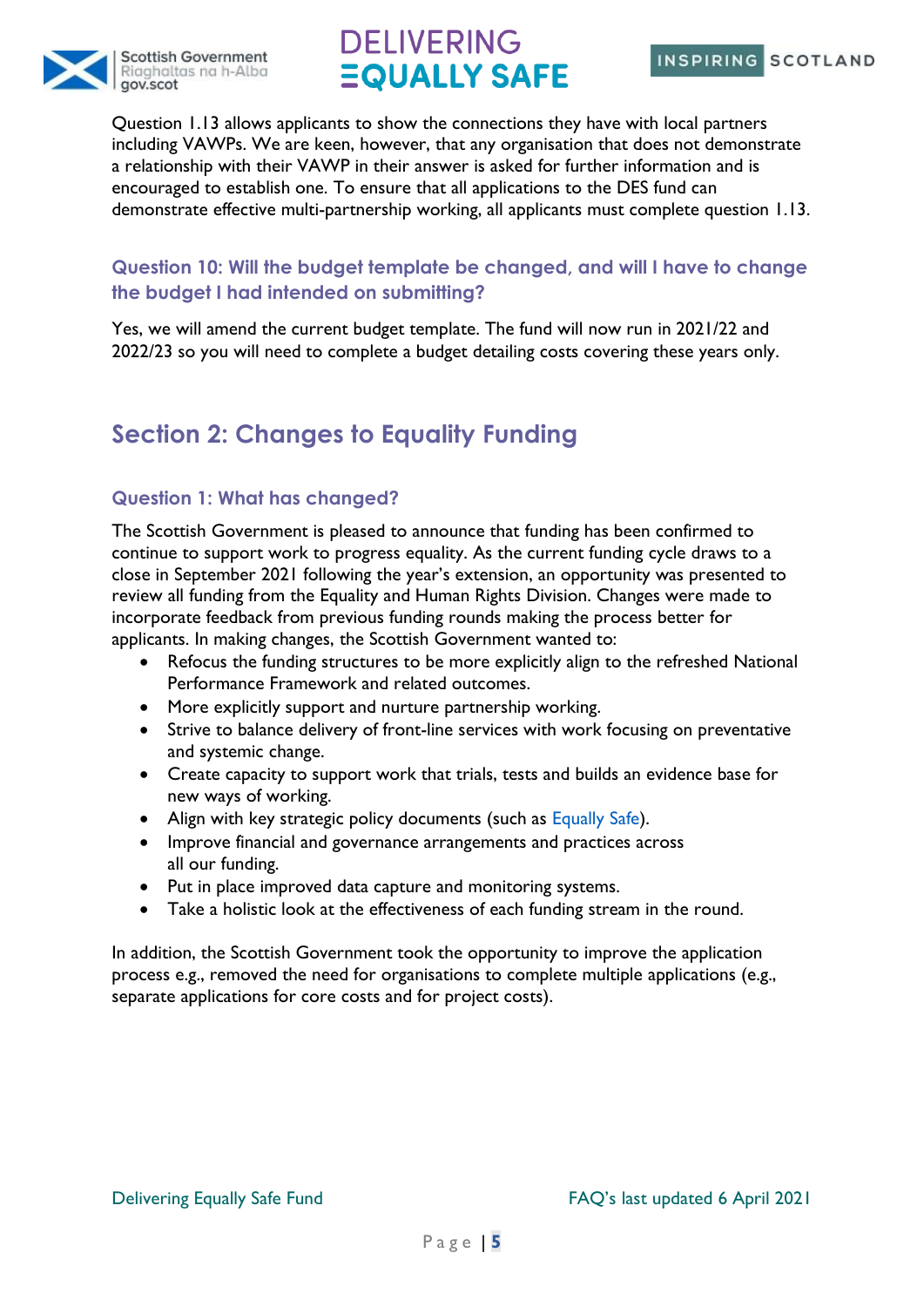Question 1.13 allows applicants to show the connections they have with local partners including VAWPs. We are keen, however, that any organisation that does not demonstrate a relationship with their VAWP in their answer is asked for further information and is encouraged to establish one. To ensure that all applications to the DES fund can demonstrate effective multi-partnership working, all applicants must complete question 1.13.

### Question 10: Will the budget template be changed, and will I have to change the budget I had intended on submitting?

Yes, we will amend the current budget template. The fund will now run in 2021/22 and 2022/23 so you will need to complete a budget detailing costs covering these years only.

## Section 2: Changes to Equality Funding

### Question 1: What has changed?

The Scottish Government is pleased to announce that funding has been confirmed to continue to support work to progress equality. As the current funding cycle draws to a close in September 2021 following the year's extension, an opportunity was presented to review all funding from the Equality and Human Rights Division. Changes were made to incorporate feedback from previous funding rounds making the process better for applicants. In making changes, the Scottish Government wanted to:

- Refocus the funding structures to be more explicitly align to the refreshed National Performance Framework and related outcomes.
- More explicitly support and nurture partnership working.
- Strive to balance delivery of front-line services with work focusing on preventative and systemic change.
- Create capacity to support work that trials, tests and builds an evidence base for new ways of working.
- Align with key strategic policy documents (such as Equally Safe).
- Improve financial and governance arrangements and practices across all our funding.
- Put in place improved data capture and monitoring systems.
- Take a holistic look at the effectiveness of each funding stream in the round.

In addition, the Scottish Government took the opportunity to improve the application process e.g., removed the need for organisations to complete multiple applications (e.g., separate applications for core costs and for project costs).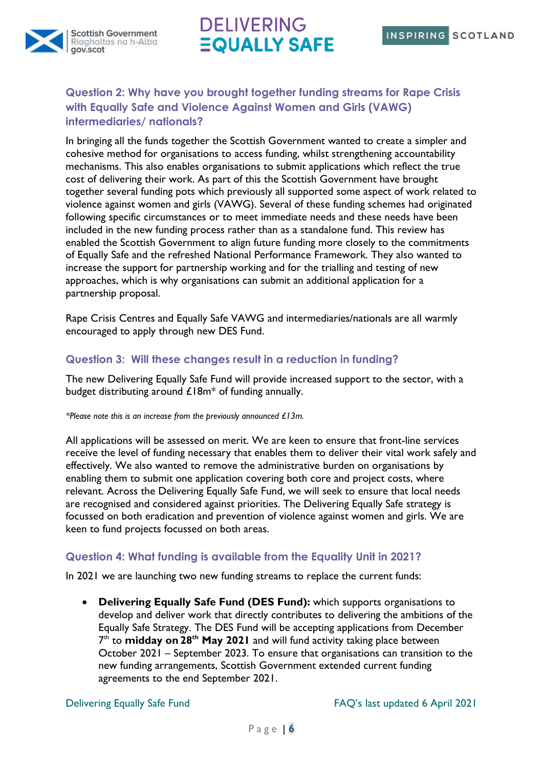### Question 2: Why have you brought together funding streams for Rape Crisis with Equally Safe and Violence Against Women and Girls (VAWG) intermediaries/ nationals?

In bringing all the funds together the Scottish Government wanted to create a simpler and cohesive method for organisations to access funding, whilst strengthening accountability mechanisms. This also enables organisations to submit applications which reflect the true cost of delivering their work. As part of this the Scottish Government have brought together several funding pots which previously all supported some aspect of work related to violence against women and girls (VAWG). Several of these funding schemes had originated following specific circumstances or to meet immediate needs and these needs have been included in the new funding process rather than as a standalone fund. This review has enabled the Scottish Government to align future funding more closely to the commitments of Equally Safe and the refreshed National Performance Framework. They also wanted to increase the support for partnership working and for the trialling and testing of new approaches, which is why organisations can submit an additional application for a partnership proposal.

Rape Crisis Centres and Equally Safe VAWG and intermediaries/nationals are all warmly encouraged to apply through new DES Fund.

### Question 3: Will these changes result in a reduction in funding?

The new Delivering Equally Safe Fund will provide increased support to the sector, with a budget distributing around £18m* of funding annually.

*\*Please note this is an increase from the previously announced £13m.*

All applications will be assessed on merit. We are keen to ensure that front-line services receive the level of funding necessary that enables them to deliver their vital work safely and effectively. We also wanted to remove the administrative burden on organisations by enabling them to submit one application covering both core and project costs, where relevant. Across the Delivering Equally Safe Fund, we will seek to ensure that local needs are recognised and considered against priorities. The Delivering Equally Safe strategy is focussed on both eradication and prevention of violence against women and girls. We are keen to fund projects focussed on both areas.

### Question 4: What funding is available from the Equality Unit in 2021?

In 2021 we are launching two new funding streams to replace the current funds:

- **Delivering Equally Safe Fund (DES Fund):** which supports organisations to develop and deliver work that directly contributes to delivering the ambitions of the Equally Safe Strategy. The DES Fund will be accepting applications from December 7th to **midday on 28th May 2021** and will fund activity taking place between October 2021 – September 2023. To ensure that organisations can transition to the new funding arrangements, Scottish Government extended current funding agreements to the end September 2021.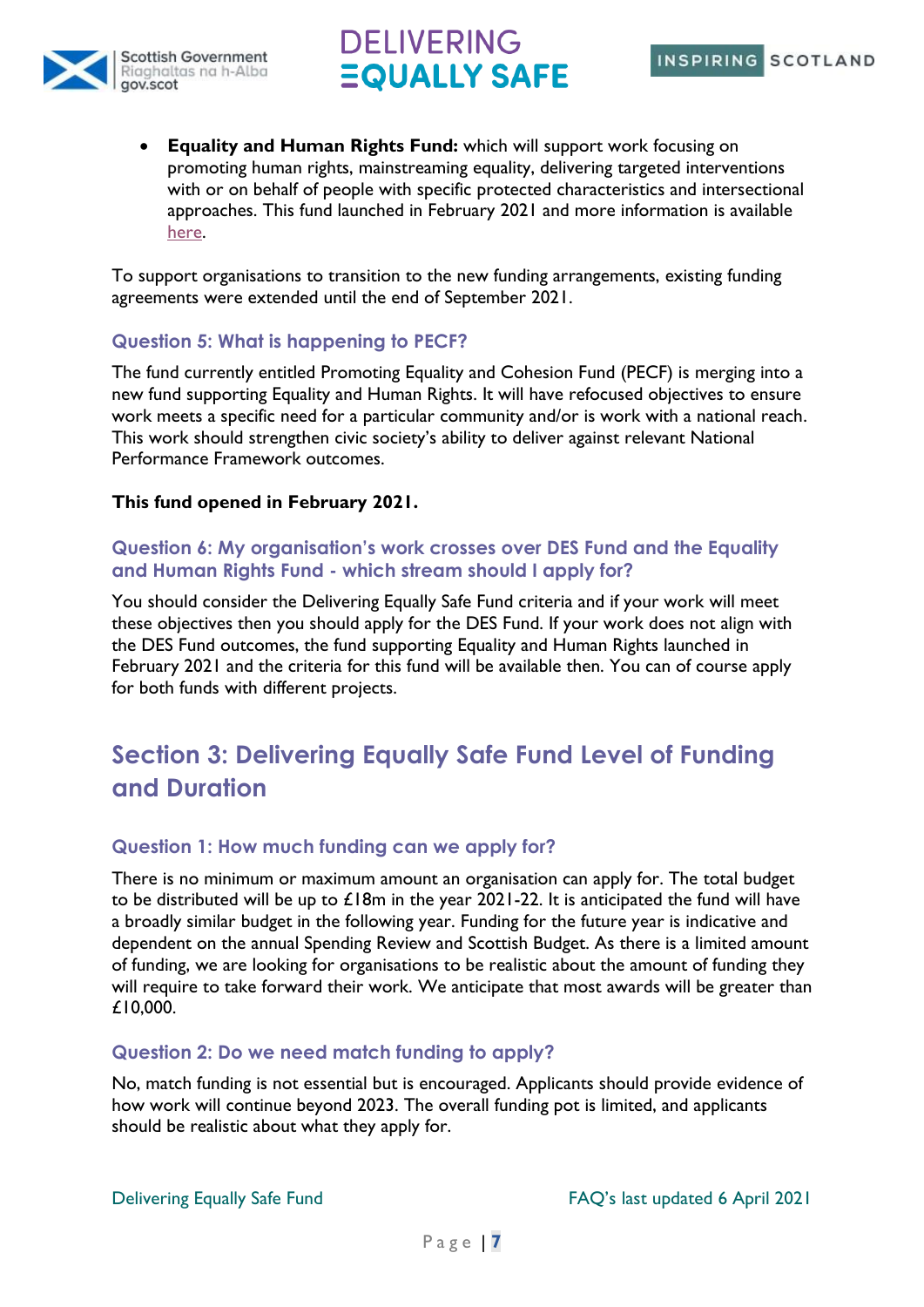- **Equality and Human Rights Fund:** which will support work focusing on promoting human rights, mainstreaming equality, delivering targeted interventions with or on behalf of people with specific protected characteristics and intersectional approaches. This fund launched in February 2021 and more information is available here.

To support organisations to transition to the new funding arrangements, existing funding agreements were extended until the end of September 2021.

### Question 5: What is happening to PECF?

The fund currently entitled Promoting Equality and Cohesion Fund (PECF) is merging into a new fund supporting Equality and Human Rights. It will have refocused objectives to ensure work meets a specific need for a particular community and/or is work with a national reach. This work should strengthen civic society's ability to deliver against relevant National Performance Framework outcomes.

**This fund opened in February 2021.**

### Question 6: My organisation's work crosses over DES Fund and the Equality and Human Rights Fund - which stream should I apply for?

You should consider the Delivering Equally Safe Fund criteria and if your work will meet these objectives then you should apply for the DES Fund. If your work does not align with the DES Fund outcomes, the fund supporting Equality and Human Rights launched in February 2021 and the criteria for this fund will be available then. You can of course apply for both funds with different projects.

## Section 3: Delivering Equally Safe Fund Level of Funding and Duration

### Question 1: How much funding can we apply for?

There is no minimum or maximum amount an organisation can apply for. The total budget to be distributed will be up to £18m in the year 2021-22. It is anticipated the fund will have a broadly similar budget in the following year. Funding for the future year is indicative and dependent on the annual Spending Review and Scottish Budget. As there is a limited amount of funding, we are looking for organisations to be realistic about the amount of funding they will require to take forward their work. We anticipate that most awards will be greater than £10,000.

### Question 2: Do we need match funding to apply?

No, match funding is not essential but is encouraged. Applicants should provide evidence of how work will continue beyond 2023. The overall funding pot is limited, and applicants should be realistic about what they apply for.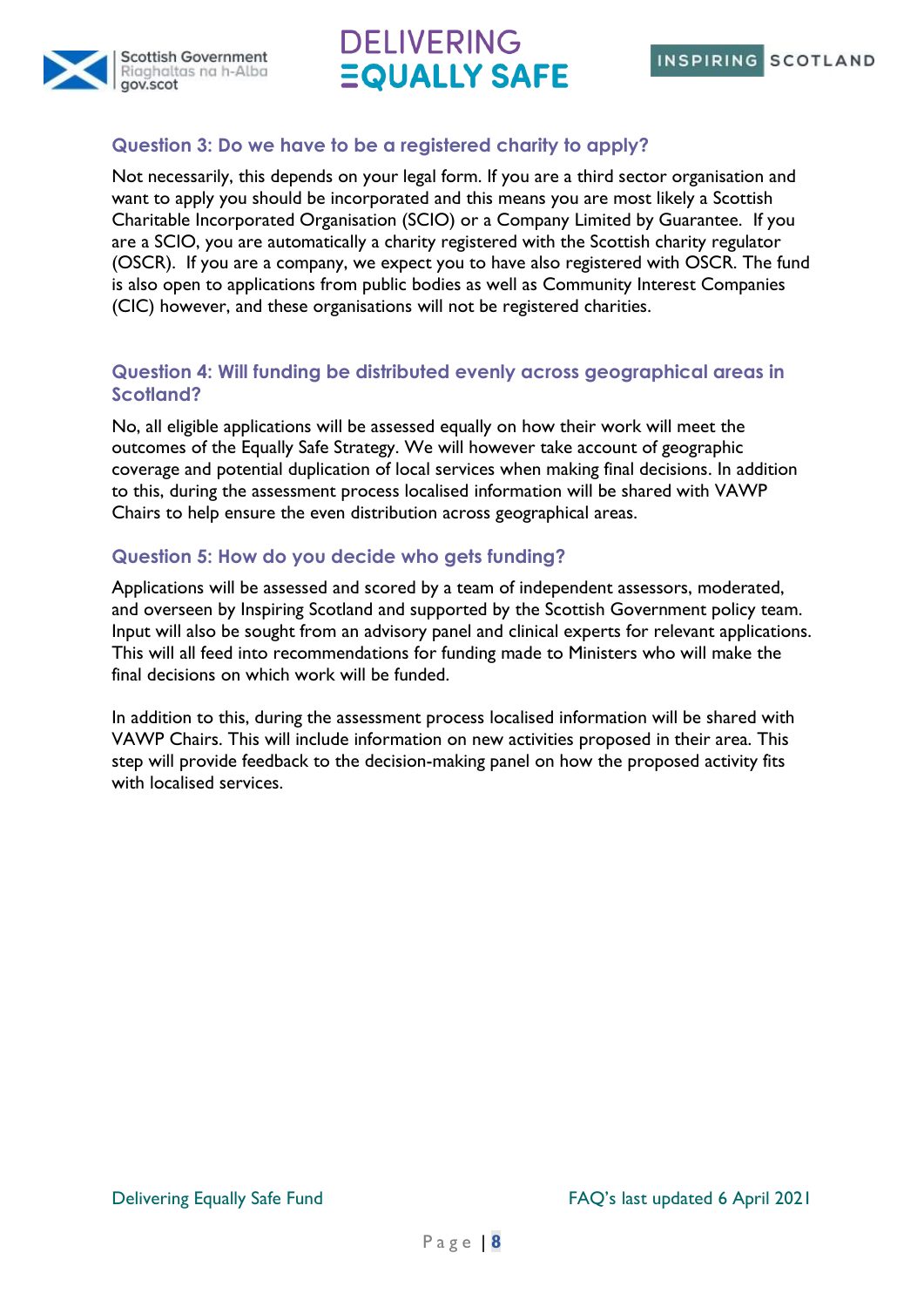### Question 3: Do we have to be a registered charity to apply?

Not necessarily, this depends on your legal form. If you are a third sector organisation and want to apply you should be incorporated and this means you are most likely a Scottish Charitable Incorporated Organisation (SCIO) or a Company Limited by Guarantee. If you are a SCIO, you are automatically a charity registered with the Scottish charity regulator (OSCR). If you are a company, we expect you to have also registered with OSCR. The fund is also open to applications from public bodies as well as Community Interest Companies (CIC) however, and these organisations will not be registered charities.

### Question 4: Will funding be distributed evenly across geographical areas in Scotland?

No, all eligible applications will be assessed equally on how their work will meet the outcomes of the Equally Safe Strategy. We will however take account of geographic coverage and potential duplication of local services when making final decisions. In addition to this, during the assessment process localised information will be shared with VAWP Chairs to help ensure the even distribution across geographical areas.

### Question 5: How do you decide who gets funding?

Applications will be assessed and scored by a team of independent assessors, moderated, and overseen by Inspiring Scotland and supported by the Scottish Government policy team. Input will also be sought from an advisory panel and clinical experts for relevant applications. This will all feed into recommendations for funding made to Ministers who will make the final decisions on which work will be funded.

In addition to this, during the assessment process localised information will be shared with VAWP Chairs. This will include information on new activities proposed in their area. This step will provide feedback to the decision-making panel on how the proposed activity fits with localised services.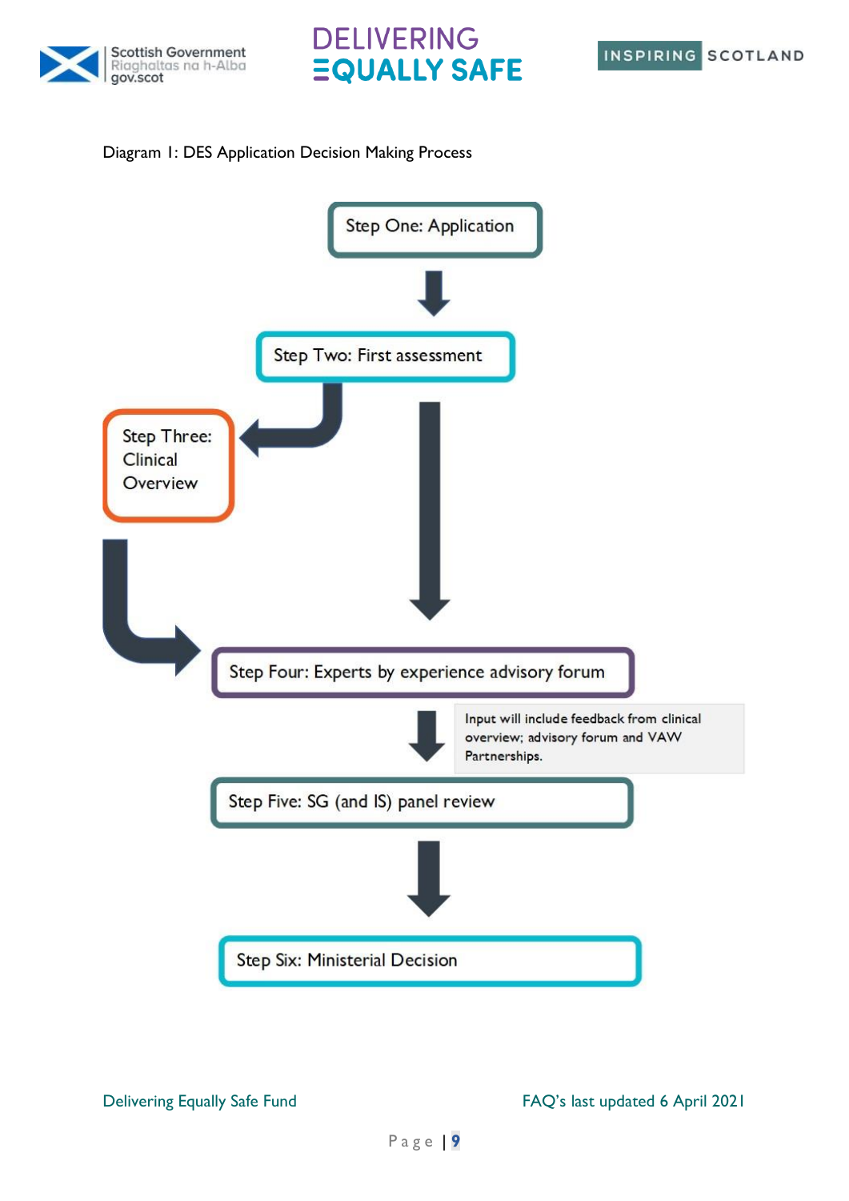Diagram 1: DES Application Decision Making Process

Step One: Application

Step Two: First assessment

Step Three: Clinical Overview

Step Four: Experts by experience advisory forum

Input will include feedback from clinical overview; advisory forum and VAW Partnerships.

Step Five: SG (and IS) panel review

Step Six: Ministerial Decision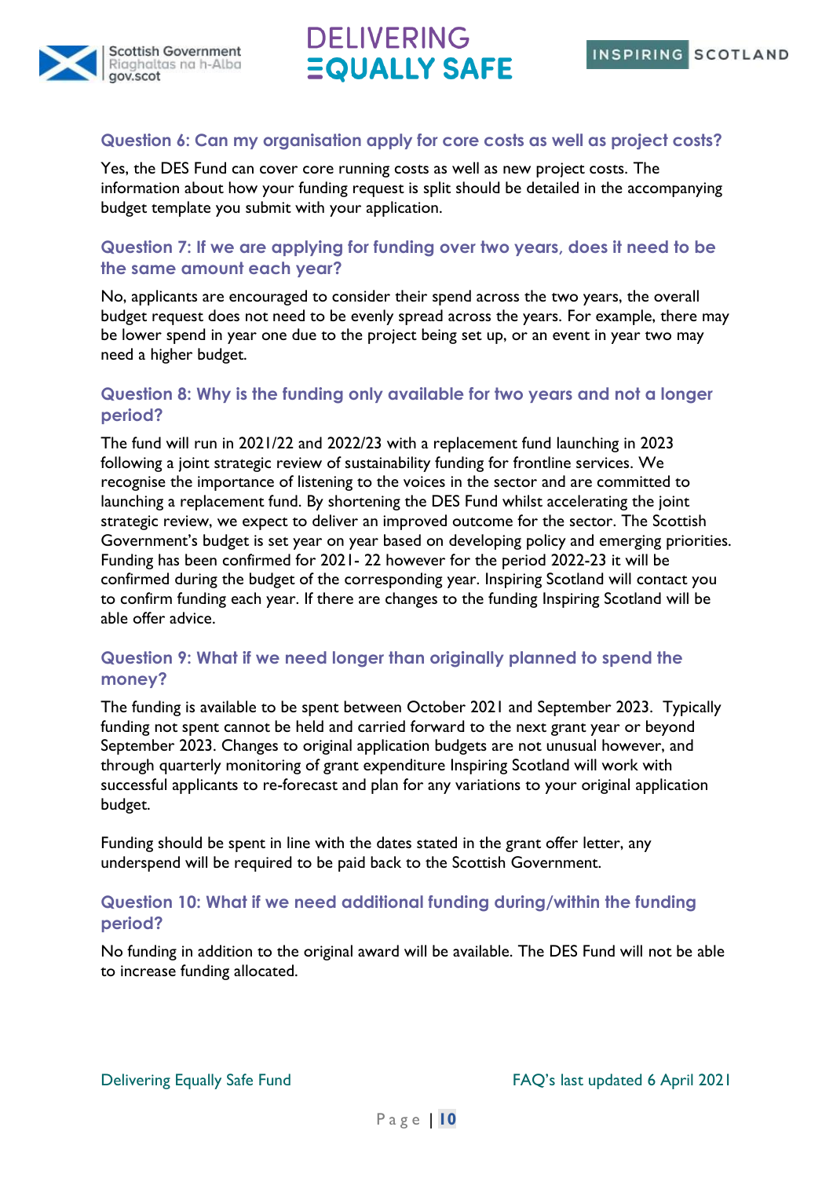### Question 6: Can my organisation apply for core costs as well as project costs?

Yes, the DES Fund can cover core running costs as well as new project costs. The information about how your funding request is split should be detailed in the accompanying budget template you submit with your application.

### Question 7: If we are applying for funding over two years, does it need to be the same amount each year?

No, applicants are encouraged to consider their spend across the two years, the overall budget request does not need to be evenly spread across the years. For example, there may be lower spend in year one due to the project being set up, or an event in year two may need a higher budget.

### Question 8: Why is the funding only available for two years and not a longer period?

The fund will run in 2021/22 and 2022/23 with a replacement fund launching in 2023 following a joint strategic review of sustainability funding for frontline services. We recognise the importance of listening to the voices in the sector and are committed to launching a replacement fund. By shortening the DES Fund whilst accelerating the joint strategic review, we expect to deliver an improved outcome for the sector. The Scottish Government's budget is set year on year based on developing policy and emerging priorities. Funding has been confirmed for 2021- 22 however for the period 2022-23 it will be confirmed during the budget of the corresponding year. Inspiring Scotland will contact you to confirm funding each year. If there are changes to the funding Inspiring Scotland will be able offer advice.

### Question 9: What if we need longer than originally planned to spend the money?

The funding is available to be spent between October 2021 and September 2023. Typically funding not spent cannot be held and carried forward to the next grant year or beyond September 2023. Changes to original application budgets are not unusual however, and through quarterly monitoring of grant expenditure Inspiring Scotland will work with successful applicants to re-forecast and plan for any variations to your original application budget.

Funding should be spent in line with the dates stated in the grant offer letter, any underspend will be required to be paid back to the Scottish Government.

### Question 10: What if we need additional funding during/within the funding period?

No funding in addition to the original award will be available. The DES Fund will not be able to increase funding allocated.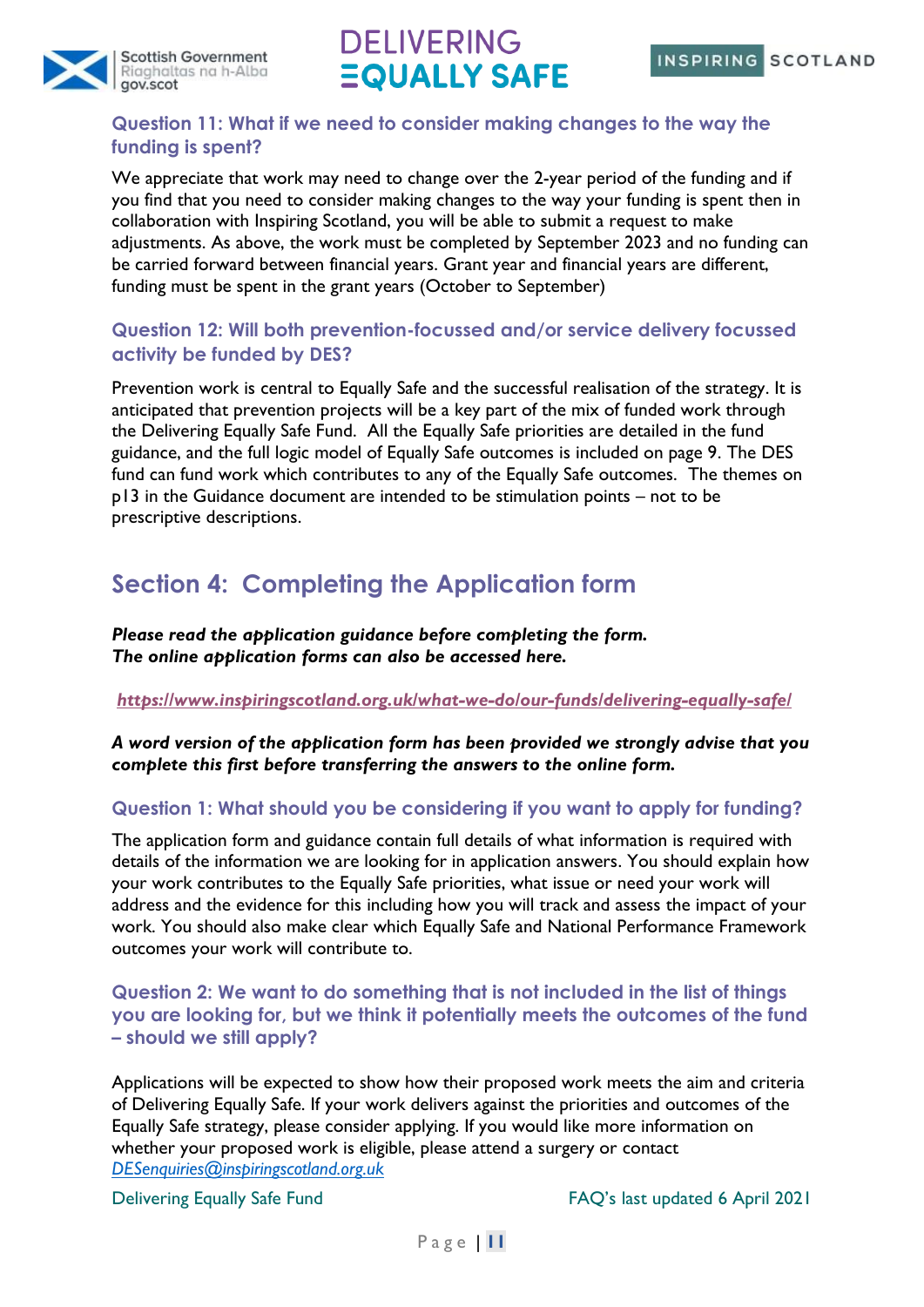### Question 11: What if we need to consider making changes to the way the funding is spent?

We appreciate that work may need to change over the 2-year period of the funding and if you find that you need to consider making changes to the way your funding is spent then in collaboration with Inspiring Scotland, you will be able to submit a request to make adjustments. As above, the work must be completed by September 2023 and no funding can be carried forward between financial years. Grant year and financial years are different, funding must be spent in the grant years (October to September)

### Question 12: Will both prevention-focussed and/or service delivery focussed activity be funded by DES?

Prevention work is central to Equally Safe and the successful realisation of the strategy. It is anticipated that prevention projects will be a key part of the mix of funded work through the Delivering Equally Safe Fund. All the Equally Safe priorities are detailed in the fund guidance, and the full logic model of Equally Safe outcomes is included on page 9. The DES fund can fund work which contributes to any of the Equally Safe outcomes. The themes on p13 in the Guidance document are intended to be stimulation points – not to be prescriptive descriptions.

## Section 4: Completing the Application form

***Please read the application guidance before completing the form.***
***The online application forms can also be accessed here.***

***https://www.inspiringscotland.org.uk/what-we-do/our-funds/delivering-equally-safe/***

***A word version of the application form has been provided we strongly advise that you complete this first before transferring the answers to the online form.***

### Question 1: What should you be considering if you want to apply for funding?

The application form and guidance contain full details of what information is required with details of the information we are looking for in application answers. You should explain how your work contributes to the Equally Safe priorities, what issue or need your work will address and the evidence for this including how you will track and assess the impact of your work. You should also make clear which Equally Safe and National Performance Framework outcomes your work will contribute to.

### Question 2: We want to do something that is not included in the list of things you are looking for, but we think it potentially meets the outcomes of the fund – should we still apply?

Applications will be expected to show how their proposed work meets the aim and criteria of Delivering Equally Safe. If your work delivers against the priorities and outcomes of the Equally Safe strategy, please consider applying. If you would like more information on whether your proposed work is eligible, please attend a surgery or contact *DESenquiries@inspiringscotland.org.uk*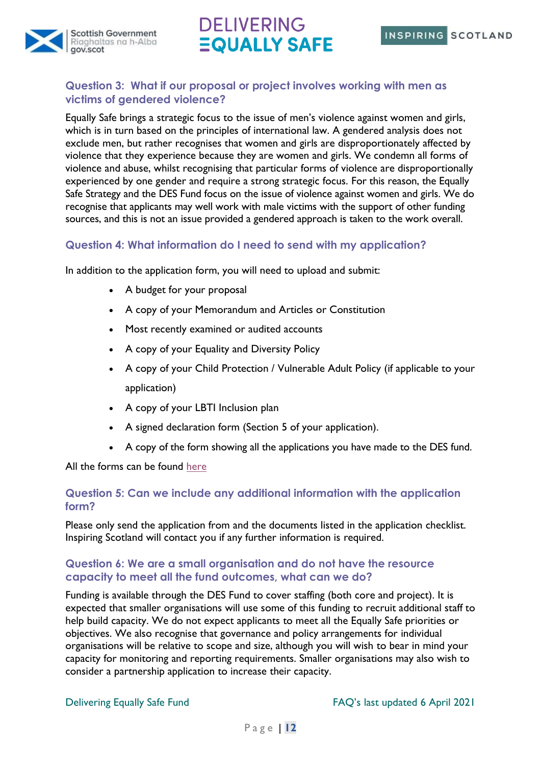### Question 3: What if our proposal or project involves working with men as victims of gendered violence?

Equally Safe brings a strategic focus to the issue of men's violence against women and girls, which is in turn based on the principles of international law. A gendered analysis does not exclude men, but rather recognises that women and girls are disproportionately affected by violence that they experience because they are women and girls. We condemn all forms of violence and abuse, whilst recognising that particular forms of violence are disproportionally experienced by one gender and require a strong strategic focus. For this reason, the Equally Safe Strategy and the DES Fund focus on the issue of violence against women and girls. We do recognise that applicants may well work with male victims with the support of other funding sources, and this is not an issue provided a gendered approach is taken to the work overall.

### Question 4: What information do I need to send with my application?

In addition to the application form, you will need to upload and submit:

- A budget for your proposal
- A copy of your Memorandum and Articles or Constitution
- Most recently examined or audited accounts
- A copy of your Equality and Diversity Policy
- A copy of your Child Protection / Vulnerable Adult Policy (if applicable to your application)
- A copy of your LBTI Inclusion plan
- A signed declaration form (Section 5 of your application).
- A copy of the form showing all the applications you have made to the DES fund.

All the forms can be found here

### Question 5: Can we include any additional information with the application form?

Please only send the application from and the documents listed in the application checklist. Inspiring Scotland will contact you if any further information is required.

### Question 6: We are a small organisation and do not have the resource capacity to meet all the fund outcomes, what can we do?

Funding is available through the DES Fund to cover staffing (both core and project). It is expected that smaller organisations will use some of this funding to recruit additional staff to help build capacity. We do not expect applicants to meet all the Equally Safe priorities or objectives. We also recognise that governance and policy arrangements for individual organisations will be relative to scope and size, although you will wish to bear in mind your capacity for monitoring and reporting requirements. Smaller organisations may also wish to consider a partnership application to increase their capacity.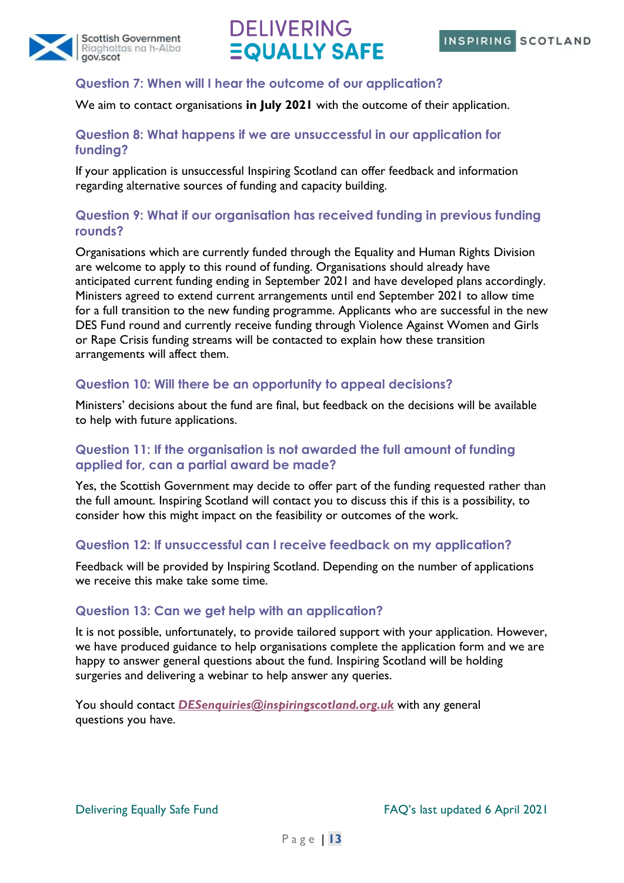### Question 7: When will I hear the outcome of our application?

We aim to contact organisations **in July 2021** with the outcome of their application.

### Question 8: What happens if we are unsuccessful in our application for funding?

If your application is unsuccessful Inspiring Scotland can offer feedback and information regarding alternative sources of funding and capacity building.

### Question 9: What if our organisation has received funding in previous funding rounds?

Organisations which are currently funded through the Equality and Human Rights Division are welcome to apply to this round of funding. Organisations should already have anticipated current funding ending in September 2021 and have developed plans accordingly. Ministers agreed to extend current arrangements until end September 2021 to allow time for a full transition to the new funding programme. Applicants who are successful in the new DES Fund round and currently receive funding through Violence Against Women and Girls or Rape Crisis funding streams will be contacted to explain how these transition arrangements will affect them.

### Question 10: Will there be an opportunity to appeal decisions?

Ministers' decisions about the fund are final, but feedback on the decisions will be available to help with future applications.

### Question 11: If the organisation is not awarded the full amount of funding applied for, can a partial award be made?

Yes, the Scottish Government may decide to offer part of the funding requested rather than the full amount. Inspiring Scotland will contact you to discuss this if this is a possibility, to consider how this might impact on the feasibility or outcomes of the work.

### Question 12: If unsuccessful can I receive feedback on my application?

Feedback will be provided by Inspiring Scotland. Depending on the number of applications we receive this make take some time.

### Question 13: Can we get help with an application?

It is not possible, unfortunately, to provide tailored support with your application. However, we have produced guidance to help organisations complete the application form and we are happy to answer general questions about the fund. Inspiring Scotland will be holding surgeries and delivering a webinar to help answer any queries.

You should contact ***DESenquiries@inspiringscotland.org.uk*** with any general questions you have.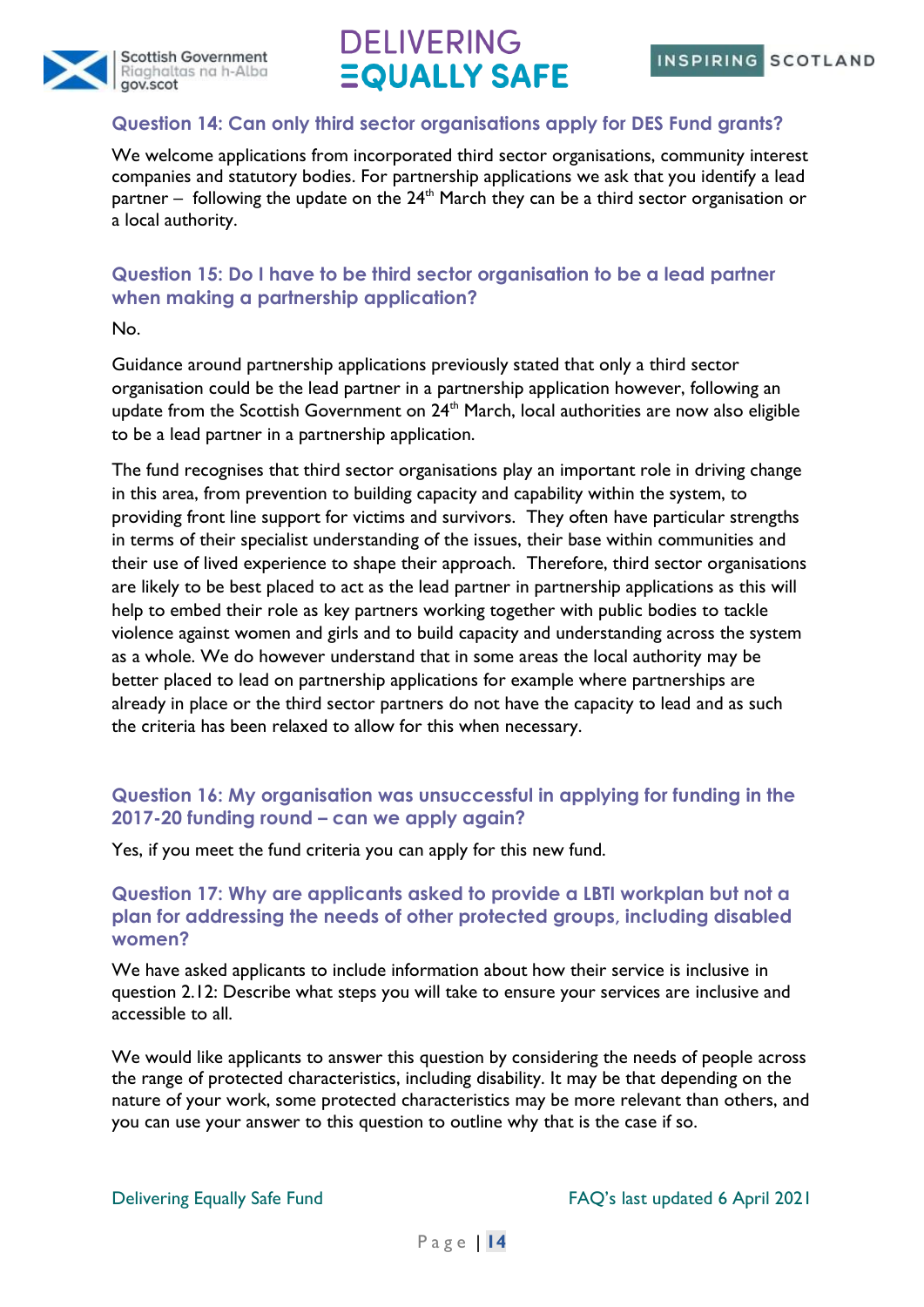### Question 14: Can only third sector organisations apply for DES Fund grants?

We welcome applications from incorporated third sector organisations, community interest companies and statutory bodies. For partnership applications we ask that you identify a lead partner – following the update on the 24th March they can be a third sector organisation or a local authority.

### Question 15: Do I have to be third sector organisation to be a lead partner when making a partnership application?

No.

Guidance around partnership applications previously stated that only a third sector organisation could be the lead partner in a partnership application however, following an update from the Scottish Government on 24th March, local authorities are now also eligible to be a lead partner in a partnership application.

The fund recognises that third sector organisations play an important role in driving change in this area, from prevention to building capacity and capability within the system, to providing front line support for victims and survivors. They often have particular strengths in terms of their specialist understanding of the issues, their base within communities and their use of lived experience to shape their approach. Therefore, third sector organisations are likely to be best placed to act as the lead partner in partnership applications as this will help to embed their role as key partners working together with public bodies to tackle violence against women and girls and to build capacity and understanding across the system as a whole. We do however understand that in some areas the local authority may be better placed to lead on partnership applications for example where partnerships are already in place or the third sector partners do not have the capacity to lead and as such the criteria has been relaxed to allow for this when necessary.

### Question 16: My organisation was unsuccessful in applying for funding in the 2017-20 funding round – can we apply again?

Yes, if you meet the fund criteria you can apply for this new fund.

### Question 17: Why are applicants asked to provide a LBTI workplan but not a plan for addressing the needs of other protected groups, including disabled women?

We have asked applicants to include information about how their service is inclusive in question 2.12: Describe what steps you will take to ensure your services are inclusive and accessible to all.

We would like applicants to answer this question by considering the needs of people across the range of protected characteristics, including disability. It may be that depending on the nature of your work, some protected characteristics may be more relevant than others, and you can use your answer to this question to outline why that is the case if so.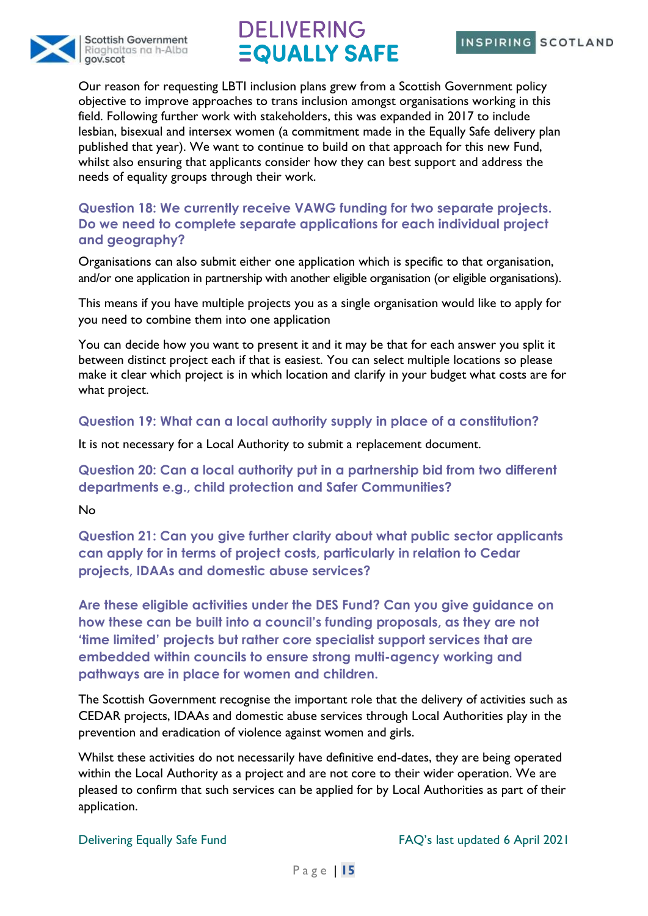Our reason for requesting LBTI inclusion plans grew from a Scottish Government policy objective to improve approaches to trans inclusion amongst organisations working in this field. Following further work with stakeholders, this was expanded in 2017 to include lesbian, bisexual and intersex women (a commitment made in the Equally Safe delivery plan published that year). We want to continue to build on that approach for this new Fund, whilst also ensuring that applicants consider how they can best support and address the needs of equality groups through their work.

### Question 18: We currently receive VAWG funding for two separate projects. Do we need to complete separate applications for each individual project and geography?

Organisations can also submit either one application which is specific to that organisation, and/or one application in partnership with another eligible organisation (or eligible organisations).

This means if you have multiple projects you as a single organisation would like to apply for you need to combine them into one application

You can decide how you want to present it and it may be that for each answer you split it between distinct project each if that is easiest. You can select multiple locations so please make it clear which project is in which location and clarify in your budget what costs are for what project.

### Question 19: What can a local authority supply in place of a constitution?

It is not necessary for a Local Authority to submit a replacement document.

### Question 20: Can a local authority put in a partnership bid from two different departments e.g., child protection and Safer Communities?

No

### Question 21: Can you give further clarity about what public sector applicants can apply for in terms of project costs, particularly in relation to Cedar projects, IDAAs and domestic abuse services?

### Are these eligible activities under the DES Fund? Can you give guidance on how these can be built into a council's funding proposals, as they are not 'time limited' projects but rather core specialist support services that are embedded within councils to ensure strong multi-agency working and pathways are in place for women and children.

The Scottish Government recognise the important role that the delivery of activities such as CEDAR projects, IDAAs and domestic abuse services through Local Authorities play in the prevention and eradication of violence against women and girls.

Whilst these activities do not necessarily have definitive end-dates, they are being operated within the Local Authority as a project and are not core to their wider operation. We are pleased to confirm that such services can be applied for by Local Authorities as part of their application.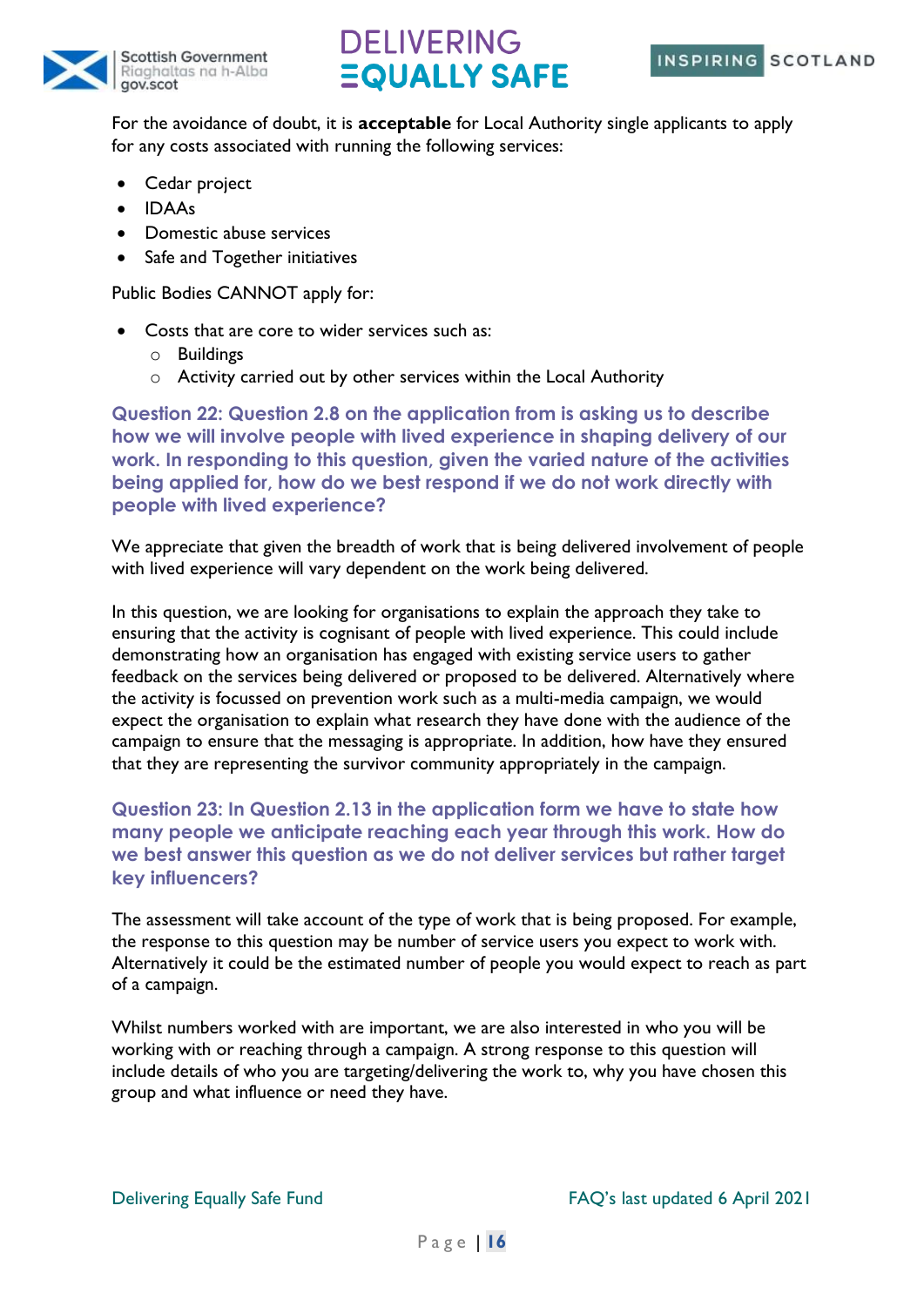For the avoidance of doubt, it is **acceptable** for Local Authority single applicants to apply for any costs associated with running the following services:

- Cedar project
- IDAAs
- Domestic abuse services
- Safe and Together initiatives

Public Bodies CANNOT apply for:

- Costs that are core to wider services such as:
    - Buildings
    - Activity carried out by other services within the Local Authority

### Question 22: Question 2.8 on the application from is asking us to describe how we will involve people with lived experience in shaping delivery of our work. In responding to this question, given the varied nature of the activities being applied for, how do we best respond if we do not work directly with people with lived experience?

We appreciate that given the breadth of work that is being delivered involvement of people with lived experience will vary dependent on the work being delivered.

In this question, we are looking for organisations to explain the approach they take to ensuring that the activity is cognisant of people with lived experience. This could include demonstrating how an organisation has engaged with existing service users to gather feedback on the services being delivered or proposed to be delivered. Alternatively where the activity is focussed on prevention work such as a multi-media campaign, we would expect the organisation to explain what research they have done with the audience of the campaign to ensure that the messaging is appropriate. In addition, how have they ensured that they are representing the survivor community appropriately in the campaign.

### Question 23: In Question 2.13 in the application form we have to state how many people we anticipate reaching each year through this work. How do we best answer this question as we do not deliver services but rather target key influencers?

The assessment will take account of the type of work that is being proposed. For example, the response to this question may be number of service users you expect to work with. Alternatively it could be the estimated number of people you would expect to reach as part of a campaign.

Whilst numbers worked with are important, we are also interested in who you will be working with or reaching through a campaign. A strong response to this question will include details of who you are targeting/delivering the work to, why you have chosen this group and what influence or need they have.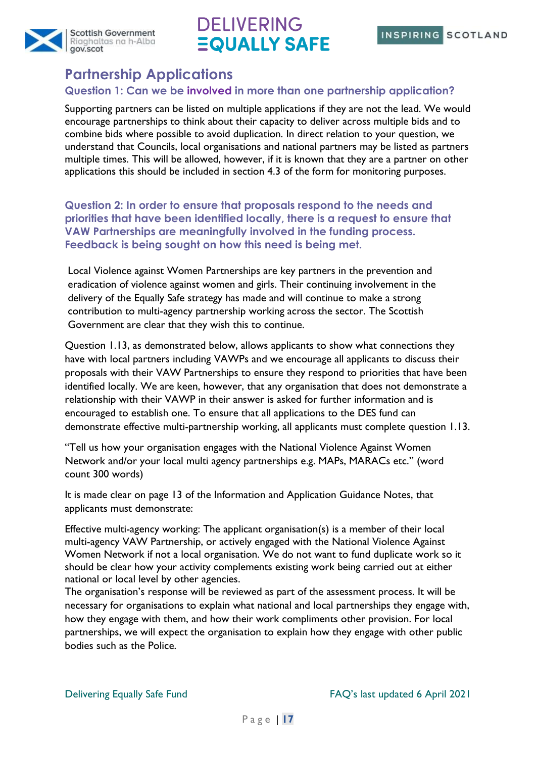## Partnership Applications

### Question 1: Can we be involved in more than one partnership application?

Supporting partners can be listed on multiple applications if they are not the lead. We would encourage partnerships to think about their capacity to deliver across multiple bids and to combine bids where possible to avoid duplication. In direct relation to your question, we understand that Councils, local organisations and national partners may be listed as partners multiple times. This will be allowed, however, if it is known that they are a partner on other applications this should be included in section 4.3 of the form for monitoring purposes.

### Question 2: In order to ensure that proposals respond to the needs and priorities that have been identified locally, there is a request to ensure that VAW Partnerships are meaningfully involved in the funding process. Feedback is being sought on how this need is being met.

Local Violence against Women Partnerships are key partners in the prevention and eradication of violence against women and girls. Their continuing involvement in the delivery of the Equally Safe strategy has made and will continue to make a strong contribution to multi-agency partnership working across the sector. The Scottish Government are clear that they wish this to continue.

Question 1.13, as demonstrated below, allows applicants to show what connections they have with local partners including VAWPs and we encourage all applicants to discuss their proposals with their VAW Partnerships to ensure they respond to priorities that have been identified locally. We are keen, however, that any organisation that does not demonstrate a relationship with their VAWP in their answer is asked for further information and is encouraged to establish one. To ensure that all applications to the DES fund can demonstrate effective multi-partnership working, all applicants must complete question 1.13.

"Tell us how your organisation engages with the National Violence Against Women Network and/or your local multi agency partnerships e.g. MAPs, MARACs etc." (word count 300 words)

It is made clear on page 13 of the Information and Application Guidance Notes, that applicants must demonstrate:

Effective multi-agency working: The applicant organisation(s) is a member of their local multi-agency VAW Partnership, or actively engaged with the National Violence Against Women Network if not a local organisation. We do not want to fund duplicate work so it should be clear how your activity complements existing work being carried out at either national or local level by other agencies.
The organisation's response will be reviewed as part of the assessment process. It will be necessary for organisations to explain what national and local partnerships they engage with, how they engage with them, and how their work compliments other provision. For local partnerships, we will expect the organisation to explain how they engage with other public bodies such as the Police.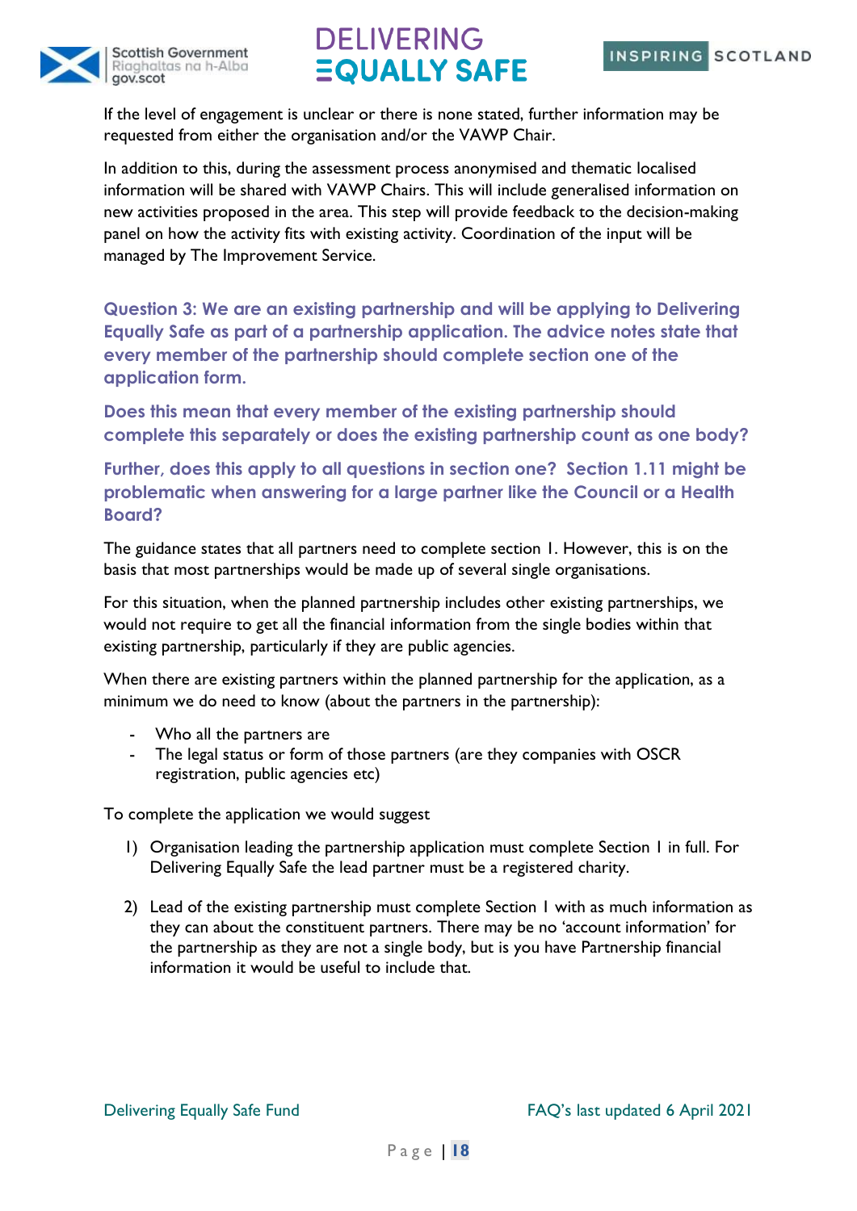If the level of engagement is unclear or there is none stated, further information may be requested from either the organisation and/or the VAWP Chair.

In addition to this, during the assessment process anonymised and thematic localised information will be shared with VAWP Chairs. This will include generalised information on new activities proposed in the area. This step will provide feedback to the decision-making panel on how the activity fits with existing activity. Coordination of the input will be managed by The Improvement Service.

### Question 3: We are an existing partnership and will be applying to Delivering Equally Safe as part of a partnership application. The advice notes state that every member of the partnership should complete section one of the application form.

### Does this mean that every member of the existing partnership should complete this separately or does the existing partnership count as one body?

### Further, does this apply to all questions in section one? Section 1.11 might be problematic when answering for a large partner like the Council or a Health Board?

The guidance states that all partners need to complete section 1. However, this is on the basis that most partnerships would be made up of several single organisations.

For this situation, when the planned partnership includes other existing partnerships, we would not require to get all the financial information from the single bodies within that existing partnership, particularly if they are public agencies.

When there are existing partners within the planned partnership for the application, as a minimum we do need to know (about the partners in the partnership):

- Who all the partners are
- The legal status or form of those partners (are they companies with OSCR registration, public agencies etc)

To complete the application we would suggest

1) Organisation leading the partnership application must complete Section 1 in full. For Delivering Equally Safe the lead partner must be a registered charity.

2) Lead of the existing partnership must complete Section 1 with as much information as they can about the constituent partners. There may be no 'account information' for the partnership as they are not a single body, but is you have Partnership financial information it would be useful to include that.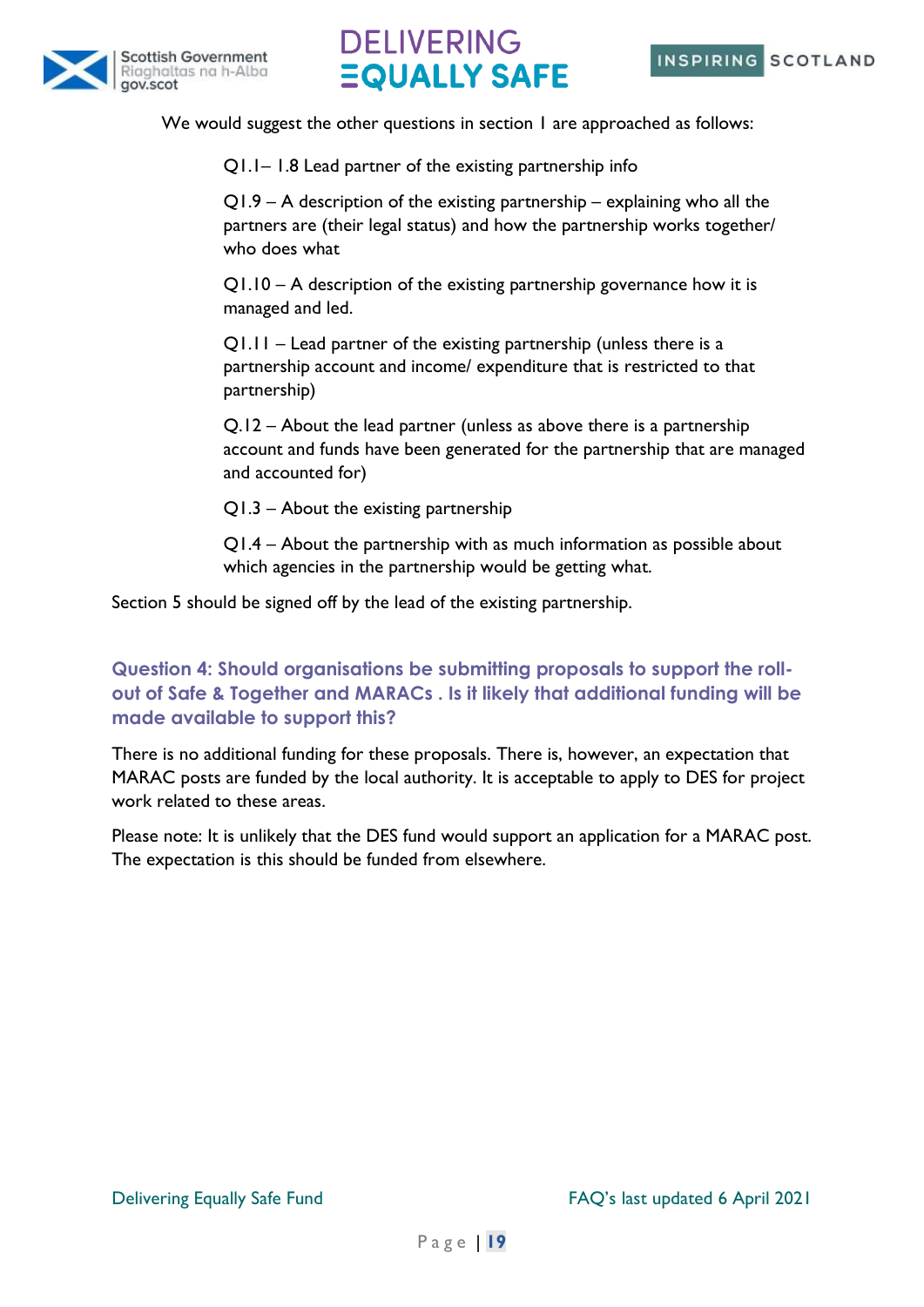We would suggest the other questions in section 1 are approached as follows:

Q1.1– 1.8 Lead partner of the existing partnership info

Q1.9 – A description of the existing partnership – explaining who all the partners are (their legal status) and how the partnership works together/ who does what

Q1.10 – A description of the existing partnership governance how it is managed and led.

Q1.11 – Lead partner of the existing partnership (unless there is a partnership account and income/ expenditure that is restricted to that partnership)

Q.12 – About the lead partner (unless as above there is a partnership account and funds have been generated for the partnership that are managed and accounted for)

Q1.3 – About the existing partnership

Q1.4 – About the partnership with as much information as possible about which agencies in the partnership would be getting what.

Section 5 should be signed off by the lead of the existing partnership.

### Question 4: Should organisations be submitting proposals to support the roll-out of Safe & Together and MARACs . Is it likely that additional funding will be made available to support this?

There is no additional funding for these proposals. There is, however, an expectation that MARAC posts are funded by the local authority. It is acceptable to apply to DES for project work related to these areas.

Please note: It is unlikely that the DES fund would support an application for a MARAC post. The expectation is this should be funded from elsewhere.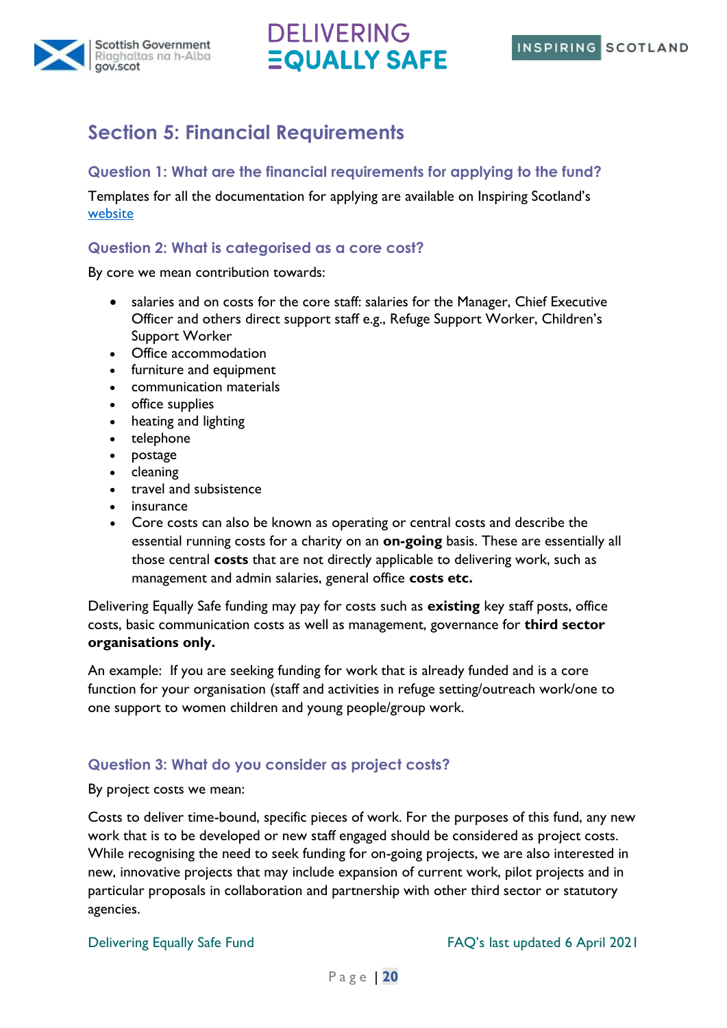## Section 5: Financial Requirements

### Question 1: What are the financial requirements for applying to the fund?

Templates for all the documentation for applying are available on Inspiring Scotland's website

### Question 2: What is categorised as a core cost?

By core we mean contribution towards:

- salaries and on costs for the core staff: salaries for the Manager, Chief Executive Officer and others direct support staff e.g., Refuge Support Worker, Children's Support Worker
- Office accommodation
- furniture and equipment
- communication materials
- office supplies
- heating and lighting
- telephone
- postage
- cleaning
- travel and subsistence
- insurance
- Core costs can also be known as operating or central costs and describe the essential running costs for a charity on an **on-going** basis. These are essentially all those central **costs** that are not directly applicable to delivering work, such as management and admin salaries, general office **costs etc.**

Delivering Equally Safe funding may pay for costs such as **existing** key staff posts, office costs, basic communication costs as well as management, governance for **third sector organisations only.**

An example: If you are seeking funding for work that is already funded and is a core function for your organisation (staff and activities in refuge setting/outreach work/one to one support to women children and young people/group work.

### Question 3: What do you consider as project costs?

By project costs we mean:

Costs to deliver time-bound, specific pieces of work. For the purposes of this fund, any new work that is to be developed or new staff engaged should be considered as project costs. While recognising the need to seek funding for on-going projects, we are also interested in new, innovative projects that may include expansion of current work, pilot projects and in particular proposals in collaboration and partnership with other third sector or statutory agencies.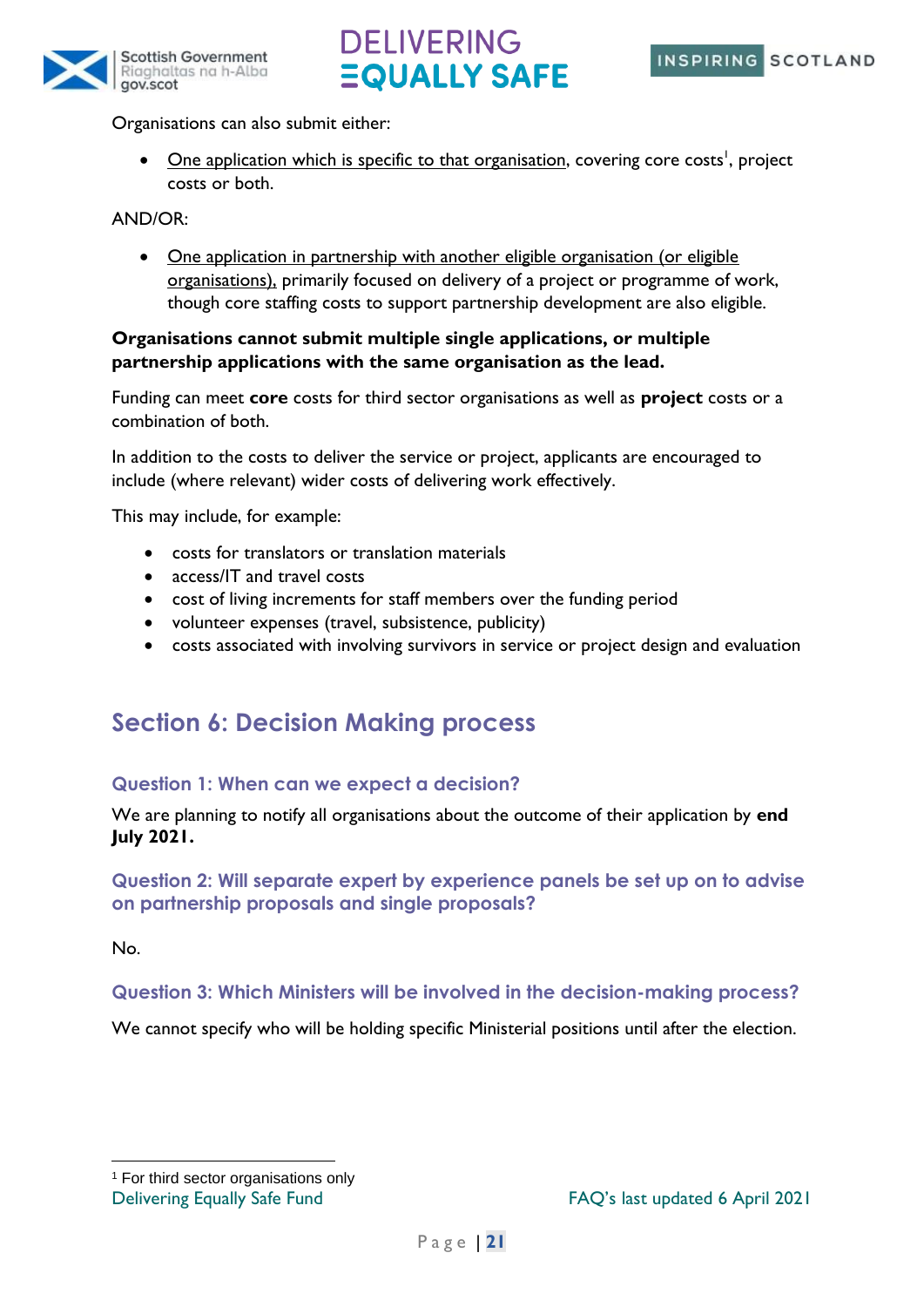Organisations can also submit either:

- One application which is specific to that organisation, covering core costs[1], project costs or both.

AND/OR:

- One application in partnership with another eligible organisation (or eligible organisations), primarily focused on delivery of a project or programme of work, though core staffing costs to support partnership development are also eligible.

**Organisations cannot submit multiple single applications, or multiple partnership applications with the same organisation as the lead.**

Funding can meet **core** costs for third sector organisations as well as **project** costs or a combination of both.

In addition to the costs to deliver the service or project, applicants are encouraged to include (where relevant) wider costs of delivering work effectively.

This may include, for example:

- costs for translators or translation materials
- access/IT and travel costs
- cost of living increments for staff members over the funding period
- volunteer expenses (travel, subsistence, publicity)
- costs associated with involving survivors in service or project design and evaluation

## Section 6: Decision Making process

### Question 1: When can we expect a decision?

We are planning to notify all organisations about the outcome of their application by **end July 2021.**

### Question 2: Will separate expert by experience panels be set up on to advise on partnership proposals and single proposals?

No.

### Question 3: Which Ministers will be involved in the decision-making process?

We cannot specify who will be holding specific Ministerial positions until after the election.

[1] For third sector organisations only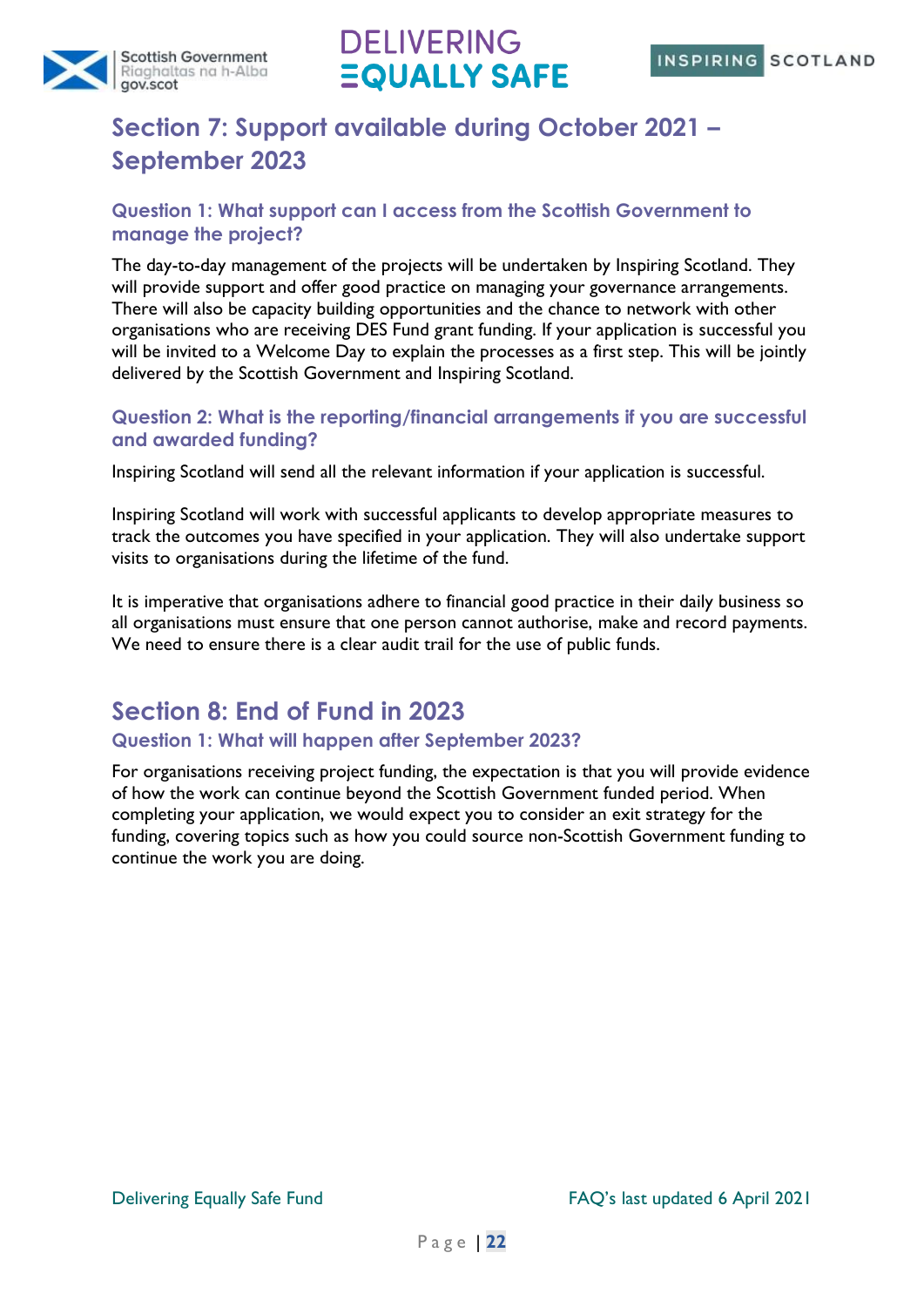## Section 7: Support available during October 2021 – September 2023

### Question 1: What support can I access from the Scottish Government to manage the project?

The day-to-day management of the projects will be undertaken by Inspiring Scotland. They will provide support and offer good practice on managing your governance arrangements. There will also be capacity building opportunities and the chance to network with other organisations who are receiving DES Fund grant funding. If your application is successful you will be invited to a Welcome Day to explain the processes as a first step. This will be jointly delivered by the Scottish Government and Inspiring Scotland.

### Question 2: What is the reporting/financial arrangements if you are successful and awarded funding?

Inspiring Scotland will send all the relevant information if your application is successful.

Inspiring Scotland will work with successful applicants to develop appropriate measures to track the outcomes you have specified in your application. They will also undertake support visits to organisations during the lifetime of the fund.

It is imperative that organisations adhere to financial good practice in their daily business so all organisations must ensure that one person cannot authorise, make and record payments. We need to ensure there is a clear audit trail for the use of public funds.

## Section 8: End of Fund in 2023

### Question 1: What will happen after September 2023?

For organisations receiving project funding, the expectation is that you will provide evidence of how the work can continue beyond the Scottish Government funded period. When completing your application, we would expect you to consider an exit strategy for the funding, covering topics such as how you could source non-Scottish Government funding to continue the work you are doing.